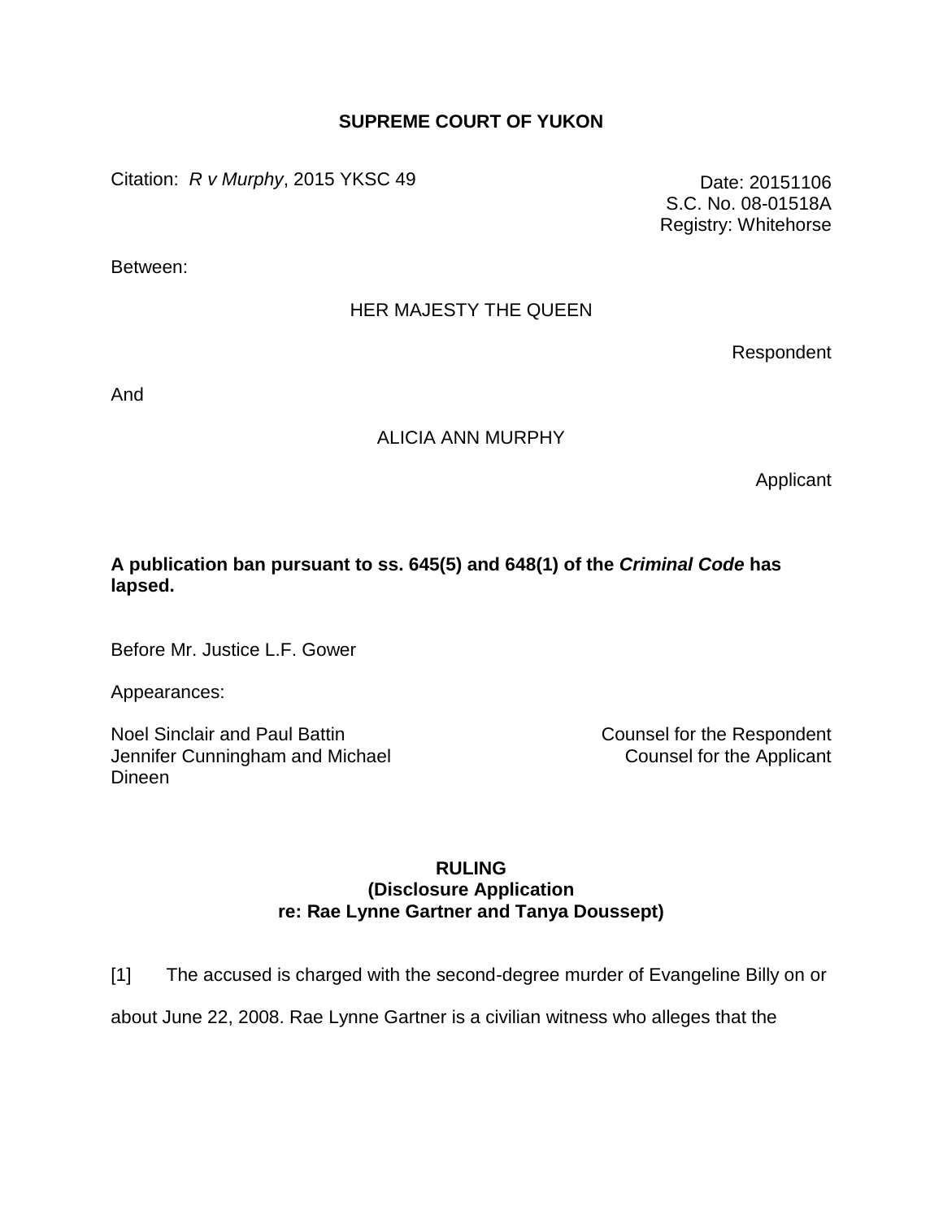**SUPREME COURT OF YUKON**

Citation: *R v Murphy*, 2015 YKSC 49

Date: 20151106
S.C. No. 08-01518A
Registry: Whitehorse

Between:

HER MAJESTY THE QUEEN

Respondent

And

ALICIA ANN MURPHY

Applicant

**A publication ban pursuant to ss. 645(5) and 648(1) of the *Criminal Code* has lapsed.**

Before Mr. Justice L.F. Gower

Appearances:

| | |
|---|---|
| Noel Sinclair and Paul Battin | Counsel for the Respondent |
| Jennifer Cunningham and Michael Dineen | Counsel for the Applicant |

**RULING**
**(Disclosure Application**
**re: Rae Lynne Gartner and Tanya Doussept)**

[1] The accused is charged with the second-degree murder of Evangeline Billy on or about June 22, 2008. Rae Lynne Gartner is a civilian witness who alleges that the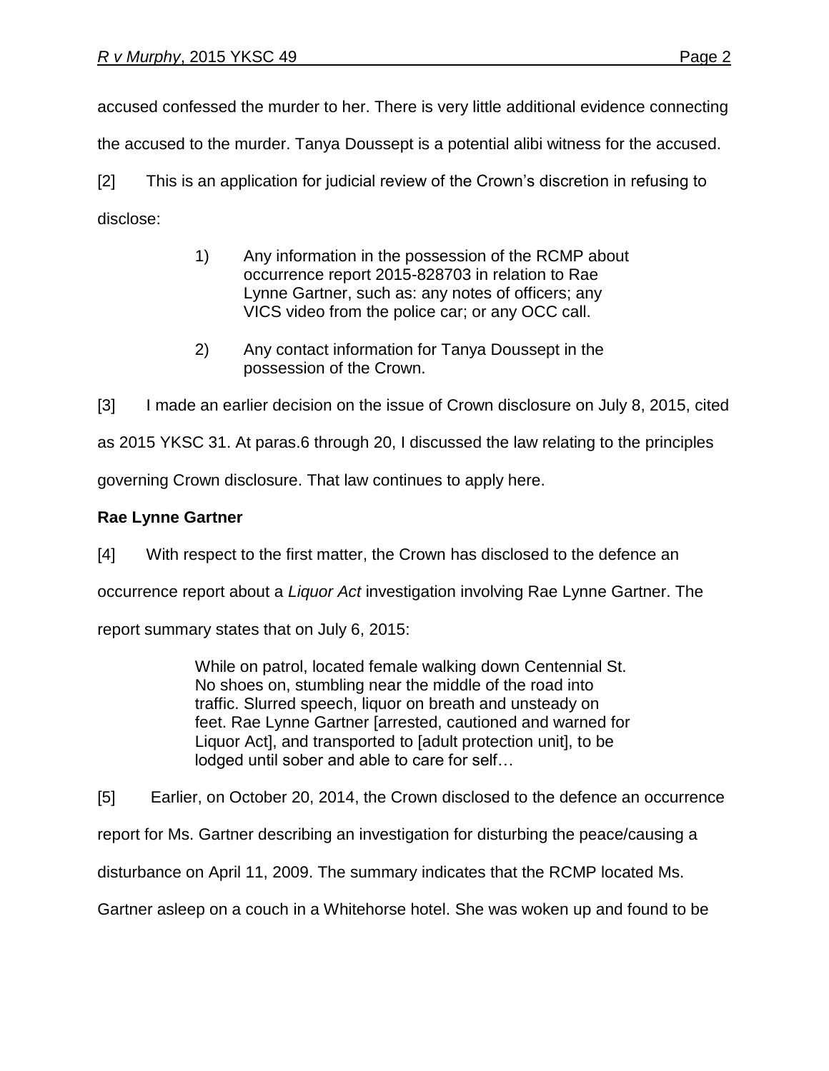accused confessed the murder to her. There is very little additional evidence connecting the accused to the murder. Tanya Doussept is a potential alibi witness for the accused.

[2] This is an application for judicial review of the Crown's discretion in refusing to disclose:

> 1) Any information in the possession of the RCMP about occurrence report 2015-828703 in relation to Rae Lynne Gartner, such as: any notes of officers; any VICS video from the police car; or any OCC call.
>
> 2) Any contact information for Tanya Doussept in the possession of the Crown.

[3] I made an earlier decision on the issue of Crown disclosure on July 8, 2015, cited as 2015 YKSC 31. At paras.6 through 20, I discussed the law relating to the principles governing Crown disclosure. That law continues to apply here.

**Rae Lynne Gartner**

[4] With respect to the first matter, the Crown has disclosed to the defence an occurrence report about a *Liquor Act* investigation involving Rae Lynne Gartner. The report summary states that on July 6, 2015:

> While on patrol, located female walking down Centennial St. No shoes on, stumbling near the middle of the road into traffic. Slurred speech, liquor on breath and unsteady on feet. Rae Lynne Gartner [arrested, cautioned and warned for Liquor Act], and transported to [adult protection unit], to be lodged until sober and able to care for self…

[5] Earlier, on October 20, 2014, the Crown disclosed to the defence an occurrence report for Ms. Gartner describing an investigation for disturbing the peace/causing a disturbance on April 11, 2009. The summary indicates that the RCMP located Ms. Gartner asleep on a couch in a Whitehorse hotel. She was woken up and found to be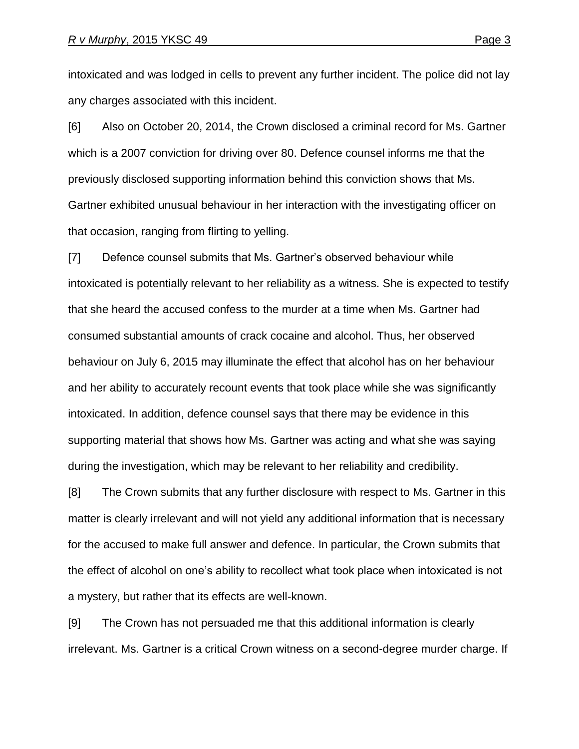intoxicated and was lodged in cells to prevent any further incident. The police did not lay any charges associated with this incident.

[6] Also on October 20, 2014, the Crown disclosed a criminal record for Ms. Gartner which is a 2007 conviction for driving over 80. Defence counsel informs me that the previously disclosed supporting information behind this conviction shows that Ms. Gartner exhibited unusual behaviour in her interaction with the investigating officer on that occasion, ranging from flirting to yelling.

[7] Defence counsel submits that Ms. Gartner's observed behaviour while intoxicated is potentially relevant to her reliability as a witness. She is expected to testify that she heard the accused confess to the murder at a time when Ms. Gartner had consumed substantial amounts of crack cocaine and alcohol. Thus, her observed behaviour on July 6, 2015 may illuminate the effect that alcohol has on her behaviour and her ability to accurately recount events that took place while she was significantly intoxicated. In addition, defence counsel says that there may be evidence in this supporting material that shows how Ms. Gartner was acting and what she was saying during the investigation, which may be relevant to her reliability and credibility.

[8] The Crown submits that any further disclosure with respect to Ms. Gartner in this matter is clearly irrelevant and will not yield any additional information that is necessary for the accused to make full answer and defence. In particular, the Crown submits that the effect of alcohol on one's ability to recollect what took place when intoxicated is not a mystery, but rather that its effects are well-known.

[9] The Crown has not persuaded me that this additional information is clearly irrelevant. Ms. Gartner is a critical Crown witness on a second-degree murder charge. If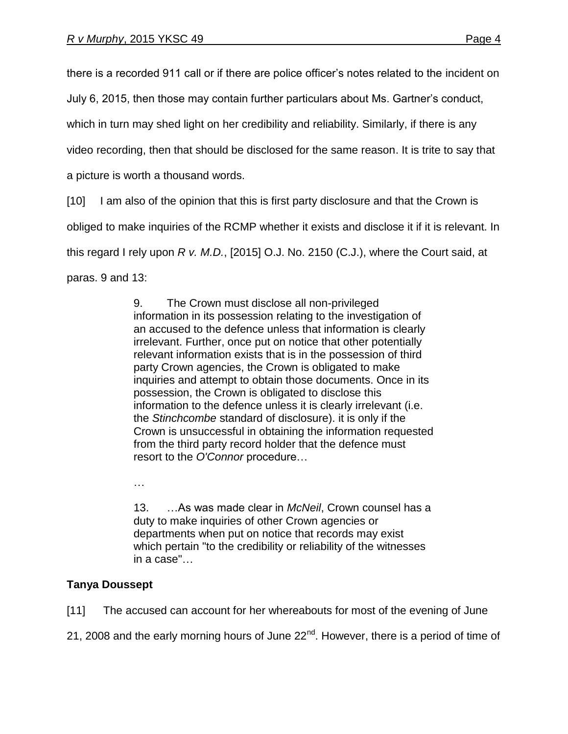there is a recorded 911 call or if there are police officer's notes related to the incident on July 6, 2015, then those may contain further particulars about Ms. Gartner's conduct, which in turn may shed light on her credibility and reliability. Similarly, if there is any video recording, then that should be disclosed for the same reason. It is trite to say that a picture is worth a thousand words.

[10] I am also of the opinion that this is first party disclosure and that the Crown is obliged to make inquiries of the RCMP whether it exists and disclose it if it is relevant. In this regard I rely upon *R v. M.D.*, [2015] O.J. No. 2150 (C.J.), where the Court said, at paras. 9 and 13:

> 9. The Crown must disclose all non-privileged information in its possession relating to the investigation of an accused to the defence unless that information is clearly irrelevant. Further, once put on notice that other potentially relevant information exists that is in the possession of third party Crown agencies, the Crown is obligated to make inquiries and attempt to obtain those documents. Once in its possession, the Crown is obligated to disclose this information to the defence unless it is clearly irrelevant (i.e. the *Stinchcombe* standard of disclosure). it is only if the Crown is unsuccessful in obtaining the information requested from the third party record holder that the defence must resort to the *O'Connor* procedure…
>
> …
>
> 13. …As was made clear in *McNeil*, Crown counsel has a duty to make inquiries of other Crown agencies or departments when put on notice that records may exist which pertain "to the credibility or reliability of the witnesses in a case"…

**Tanya Doussept**

[11] The accused can account for her whereabouts for most of the evening of June 21, 2008 and the early morning hours of June 22nd. However, there is a period of time of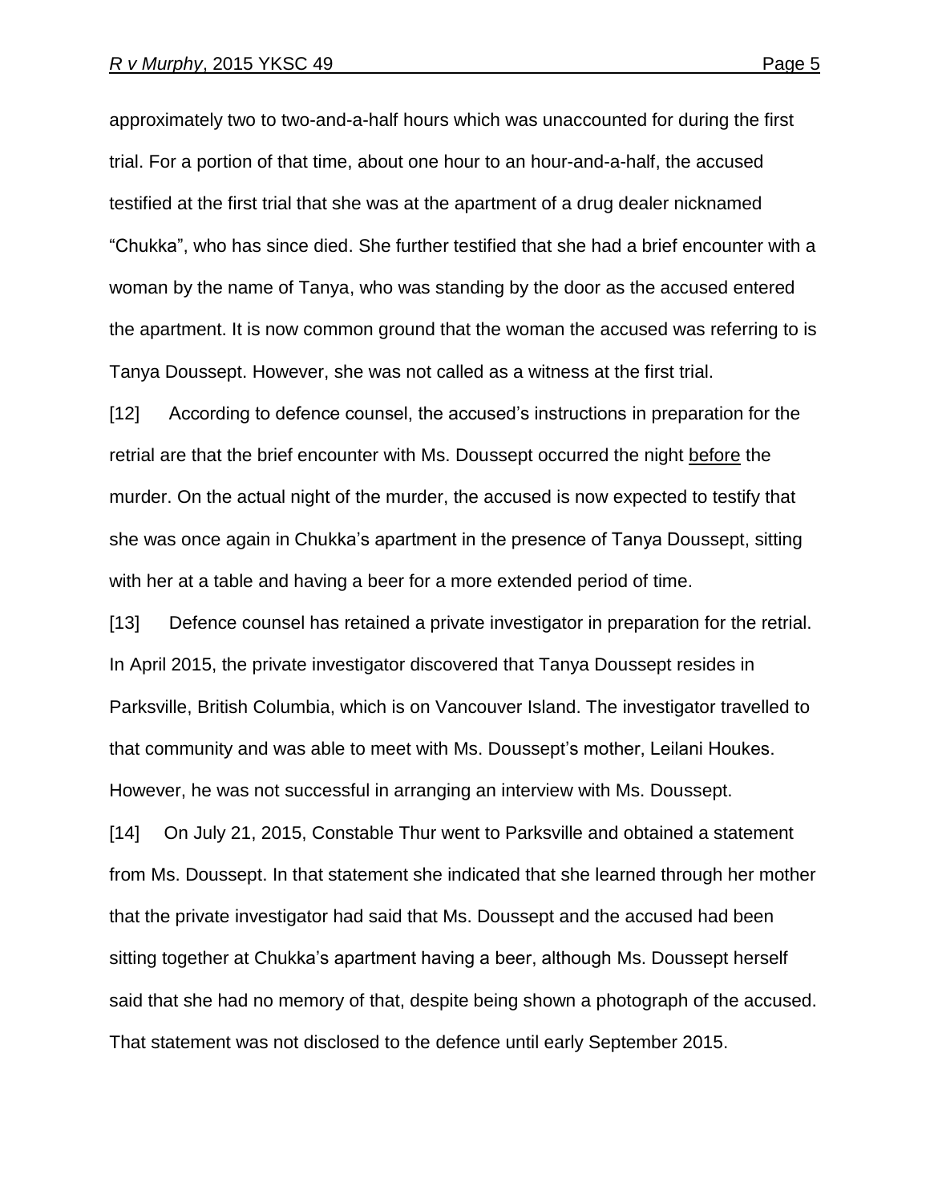approximately two to two-and-a-half hours which was unaccounted for during the first trial. For a portion of that time, about one hour to an hour-and-a-half, the accused testified at the first trial that she was at the apartment of a drug dealer nicknamed "Chukka", who has since died. She further testified that she had a brief encounter with a woman by the name of Tanya, who was standing by the door as the accused entered the apartment. It is now common ground that the woman the accused was referring to is Tanya Doussept. However, she was not called as a witness at the first trial.

[12] According to defence counsel, the accused's instructions in preparation for the retrial are that the brief encounter with Ms. Doussept occurred the night <u>before</u> the murder. On the actual night of the murder, the accused is now expected to testify that she was once again in Chukka's apartment in the presence of Tanya Doussept, sitting with her at a table and having a beer for a more extended period of time.

[13] Defence counsel has retained a private investigator in preparation for the retrial. In April 2015, the private investigator discovered that Tanya Doussept resides in Parksville, British Columbia, which is on Vancouver Island. The investigator travelled to that community and was able to meet with Ms. Doussept's mother, Leilani Houkes. However, he was not successful in arranging an interview with Ms. Doussept.

[14] On July 21, 2015, Constable Thur went to Parksville and obtained a statement from Ms. Doussept. In that statement she indicated that she learned through her mother that the private investigator had said that Ms. Doussept and the accused had been sitting together at Chukka's apartment having a beer, although Ms. Doussept herself said that she had no memory of that, despite being shown a photograph of the accused. That statement was not disclosed to the defence until early September 2015.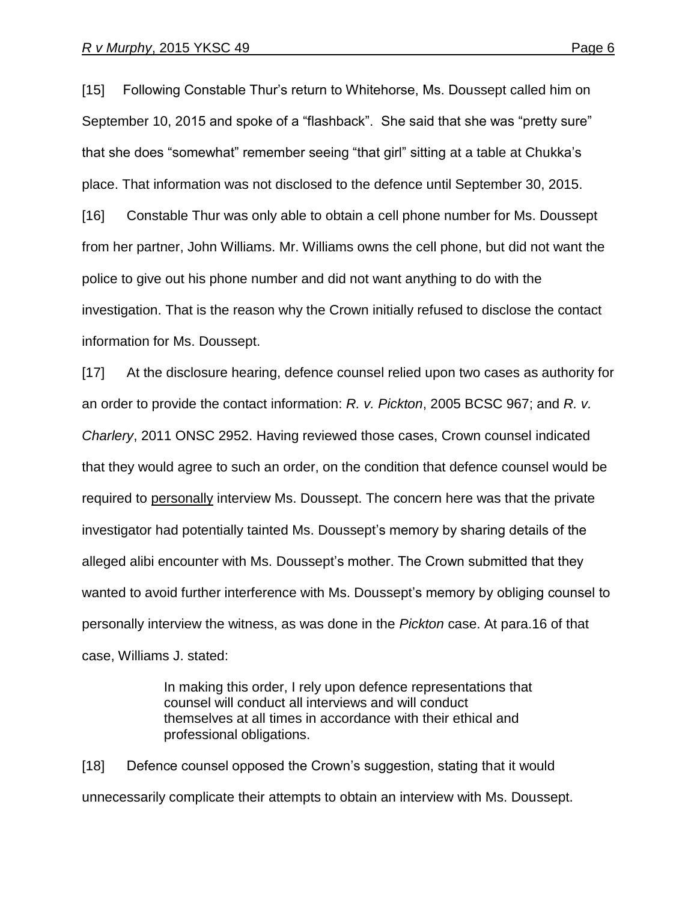[15] Following Constable Thur's return to Whitehorse, Ms. Doussept called him on September 10, 2015 and spoke of a "flashback". She said that she was "pretty sure" that she does "somewhat" remember seeing "that girl" sitting at a table at Chukka's place. That information was not disclosed to the defence until September 30, 2015.

[16] Constable Thur was only able to obtain a cell phone number for Ms. Doussept from her partner, John Williams. Mr. Williams owns the cell phone, but did not want the police to give out his phone number and did not want anything to do with the investigation. That is the reason why the Crown initially refused to disclose the contact information for Ms. Doussept.

[17] At the disclosure hearing, defence counsel relied upon two cases as authority for an order to provide the contact information: *R. v. Pickton*, 2005 BCSC 967; and *R. v. Charlery*, 2011 ONSC 2952. Having reviewed those cases, Crown counsel indicated that they would agree to such an order, on the condition that defence counsel would be required to <u>personally</u> interview Ms. Doussept. The concern here was that the private investigator had potentially tainted Ms. Doussept's memory by sharing details of the alleged alibi encounter with Ms. Doussept's mother. The Crown submitted that they wanted to avoid further interference with Ms. Doussept's memory by obliging counsel to personally interview the witness, as was done in the *Pickton* case. At para.16 of that case, Williams J. stated:

> In making this order, I rely upon defence representations that counsel will conduct all interviews and will conduct themselves at all times in accordance with their ethical and professional obligations.

[18] Defence counsel opposed the Crown's suggestion, stating that it would unnecessarily complicate their attempts to obtain an interview with Ms. Doussept.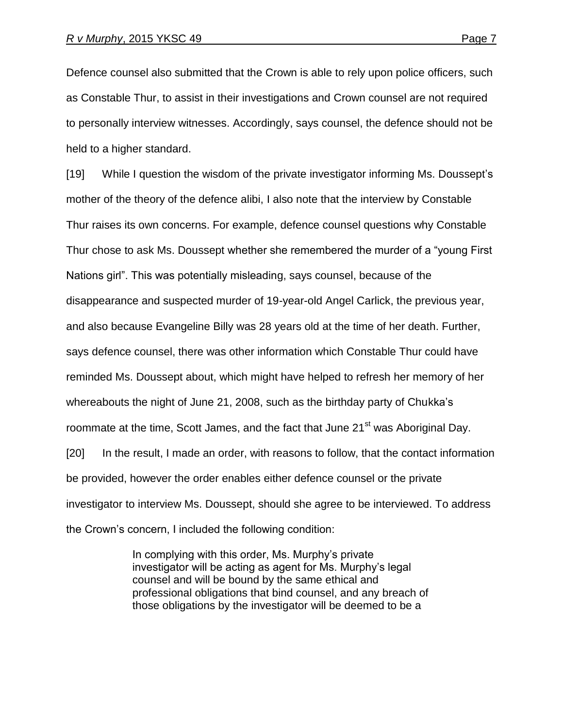Defence counsel also submitted that the Crown is able to rely upon police officers, such as Constable Thur, to assist in their investigations and Crown counsel are not required to personally interview witnesses. Accordingly, says counsel, the defence should not be held to a higher standard.

[19] While I question the wisdom of the private investigator informing Ms. Doussept's mother of the theory of the defence alibi, I also note that the interview by Constable Thur raises its own concerns. For example, defence counsel questions why Constable Thur chose to ask Ms. Doussept whether she remembered the murder of a "young First Nations girl". This was potentially misleading, says counsel, because of the disappearance and suspected murder of 19-year-old Angel Carlick, the previous year, and also because Evangeline Billy was 28 years old at the time of her death. Further, says defence counsel, there was other information which Constable Thur could have reminded Ms. Doussept about, which might have helped to refresh her memory of her whereabouts the night of June 21, 2008, such as the birthday party of Chukka's roommate at the time, Scott James, and the fact that June 21st was Aboriginal Day.

[20] In the result, I made an order, with reasons to follow, that the contact information be provided, however the order enables either defence counsel or the private investigator to interview Ms. Doussept, should she agree to be interviewed. To address the Crown's concern, I included the following condition:

> In complying with this order, Ms. Murphy's private investigator will be acting as agent for Ms. Murphy's legal counsel and will be bound by the same ethical and professional obligations that bind counsel, and any breach of those obligations by the investigator will be deemed to be a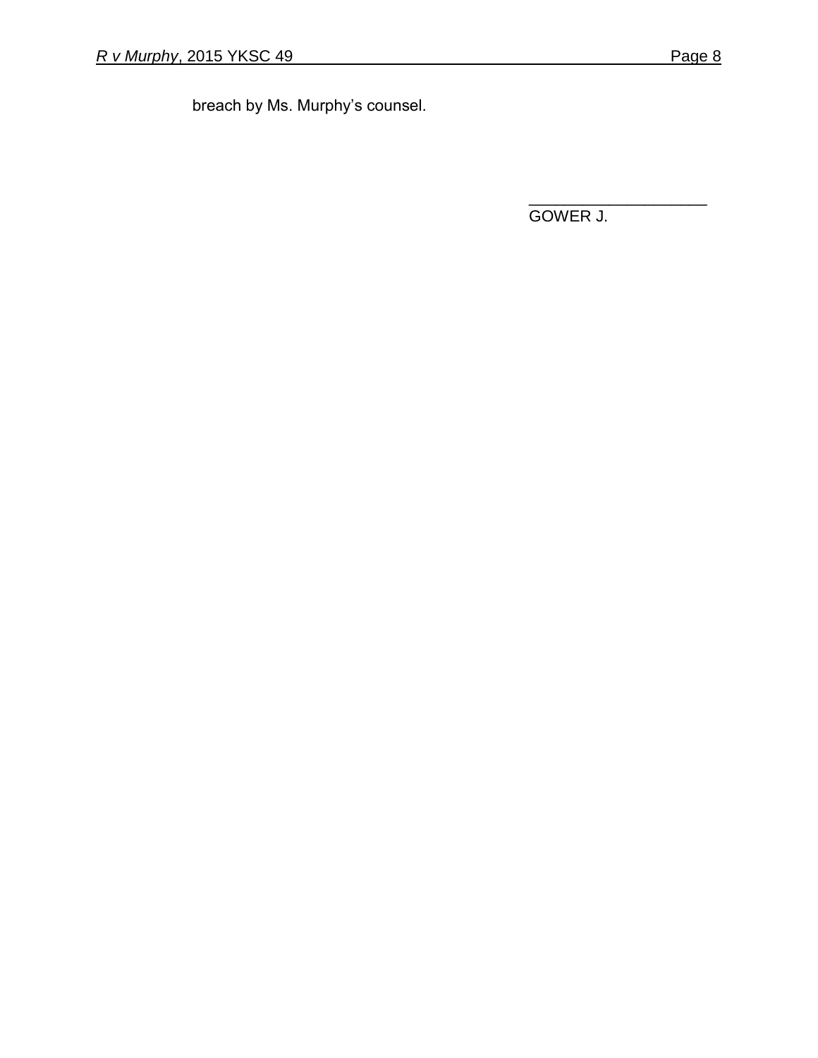breach by Ms. Murphy's counsel.

\_\_\_\_\_\_\_\_\_\_\_\_\_\_\_\_\_\_\_\_\_\_

GOWER J.